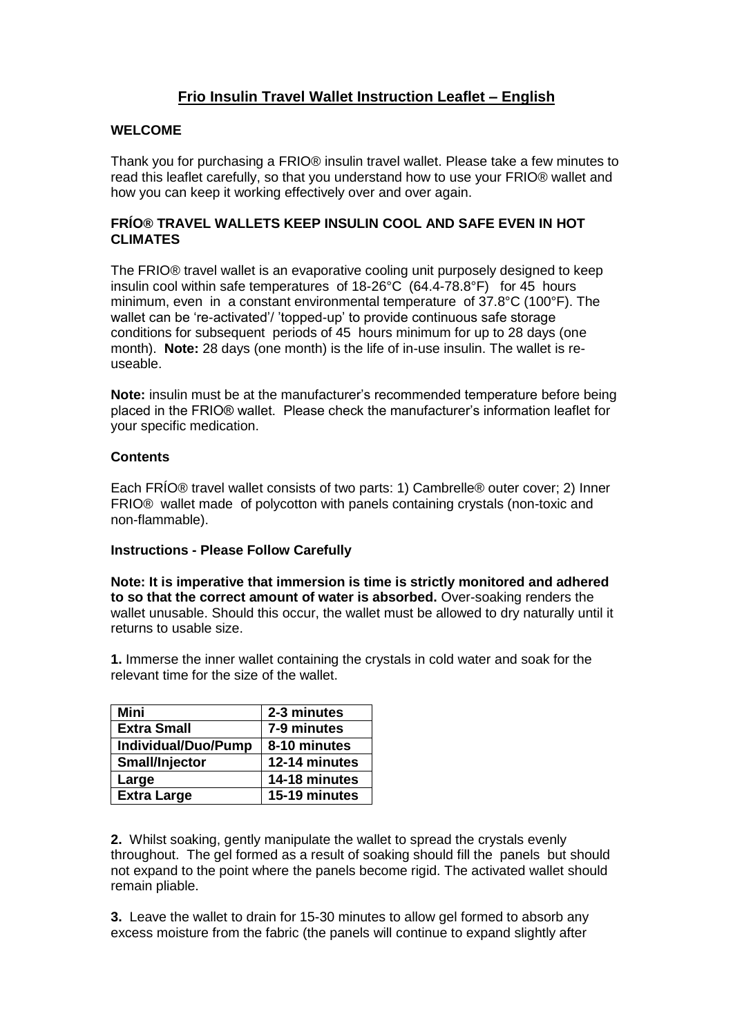# Frio Insulin Travel Wallet Instruction Leaflet – English

**WELCOME**

Thank you for purchasing a FRIO® insulin travel wallet. Please take a few minutes to read this leaflet carefully, so that you understand how to use your FRIO® wallet and how you can keep it working effectively over and over again.

**FRÍO® TRAVEL WALLETS KEEP INSULIN COOL AND SAFE EVEN IN HOT CLIMATES**

The FRIO® travel wallet is an evaporative cooling unit purposely designed to keep insulin cool within safe temperatures of 18-26°C (64.4-78.8°F) for 45 hours minimum, even in a constant environmental temperature of 37.8°C (100°F). The wallet can be 're-activated'/ 'topped-up' to provide continuous safe storage conditions for subsequent periods of 45 hours minimum for up to 28 days (one month). **Note:** 28 days (one month) is the life of in-use insulin. The wallet is re-useable.

**Note:** insulin must be at the manufacturer's recommended temperature before being placed in the FRIO® wallet. Please check the manufacturer's information leaflet for your specific medication.

**Contents**

Each FRÍO® travel wallet consists of two parts: 1) Cambrelle® outer cover; 2) Inner FRIO® wallet made of polycotton with panels containing crystals (non-toxic and non-flammable).

**Instructions - Please Follow Carefully**

**Note: It is imperative that immersion is time is strictly monitored and adhered to so that the correct amount of water is absorbed.** Over-soaking renders the wallet unusable. Should this occur, the wallet must be allowed to dry naturally until it returns to usable size.

**1.** Immerse the inner wallet containing the crystals in cold water and soak for the relevant time for the size of the wallet.

| | |
|---|---|
| **Mini** | **2-3 minutes** |
| **Extra Small** | **7-9 minutes** |
| **Individual/Duo/Pump** | **8-10 minutes** |
| **Small/Injector** | **12-14 minutes** |
| **Large** | **14-18 minutes** |
| **Extra Large** | **15-19 minutes** |

**2.** Whilst soaking, gently manipulate the wallet to spread the crystals evenly throughout. The gel formed as a result of soaking should fill the panels but should not expand to the point where the panels become rigid. The activated wallet should remain pliable.

**3.** Leave the wallet to drain for 15-30 minutes to allow gel formed to absorb any excess moisture from the fabric (the panels will continue to expand slightly after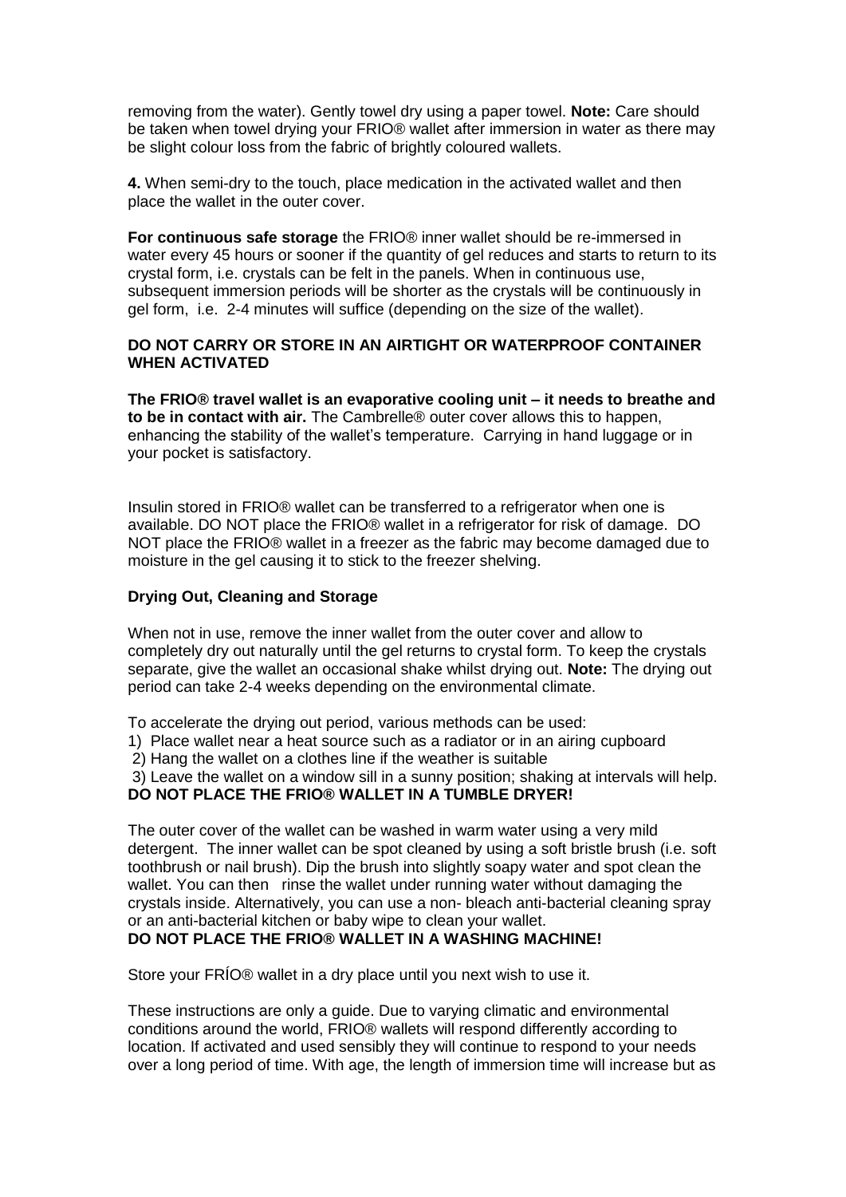removing from the water). Gently towel dry using a paper towel. **Note:** Care should be taken when towel drying your FRIO® wallet after immersion in water as there may be slight colour loss from the fabric of brightly coloured wallets.

**4.** When semi-dry to the touch, place medication in the activated wallet and then place the wallet in the outer cover.

**For continuous safe storage** the FRIO® inner wallet should be re-immersed in water every 45 hours or sooner if the quantity of gel reduces and starts to return to its crystal form, i.e. crystals can be felt in the panels. When in continuous use, subsequent immersion periods will be shorter as the crystals will be continuously in gel form, i.e. 2-4 minutes will suffice (depending on the size of the wallet).

**DO NOT CARRY OR STORE IN AN AIRTIGHT OR WATERPROOF CONTAINER WHEN ACTIVATED**

**The FRIO® travel wallet is an evaporative cooling unit – it needs to breathe and to be in contact with air.** The Cambrelle® outer cover allows this to happen, enhancing the stability of the wallet's temperature. Carrying in hand luggage or in your pocket is satisfactory.

Insulin stored in FRIO® wallet can be transferred to a refrigerator when one is available. DO NOT place the FRIO® wallet in a refrigerator for risk of damage. DO NOT place the FRIO® wallet in a freezer as the fabric may become damaged due to moisture in the gel causing it to stick to the freezer shelving.

**Drying Out, Cleaning and Storage**

When not in use, remove the inner wallet from the outer cover and allow to completely dry out naturally until the gel returns to crystal form. To keep the crystals separate, give the wallet an occasional shake whilst drying out. **Note:** The drying out period can take 2-4 weeks depending on the environmental climate.

To accelerate the drying out period, various methods can be used:

1) Place wallet near a heat source such as a radiator or in an airing cupboard
2) Hang the wallet on a clothes line if the weather is suitable
3) Leave the wallet on a window sill in a sunny position; shaking at intervals will help.

**DO NOT PLACE THE FRIO® WALLET IN A TUMBLE DRYER!**

The outer cover of the wallet can be washed in warm water using a very mild detergent. The inner wallet can be spot cleaned by using a soft bristle brush (i.e. soft toothbrush or nail brush). Dip the brush into slightly soapy water and spot clean the wallet. You can then rinse the wallet under running water without damaging the crystals inside. Alternatively, you can use a non- bleach anti-bacterial cleaning spray or an anti-bacterial kitchen or baby wipe to clean your wallet.

**DO NOT PLACE THE FRIO® WALLET IN A WASHING MACHINE!**

Store your FRÍO® wallet in a dry place until you next wish to use it.

These instructions are only a guide. Due to varying climatic and environmental conditions around the world, FRIO® wallets will respond differently according to location. If activated and used sensibly they will continue to respond to your needs over a long period of time. With age, the length of immersion time will increase but as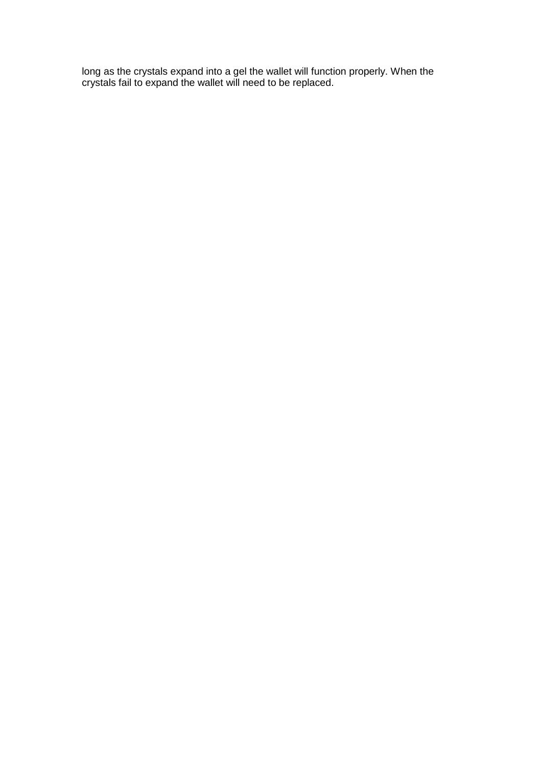long as the crystals expand into a gel the wallet will function properly. When the crystals fail to expand the wallet will need to be replaced.